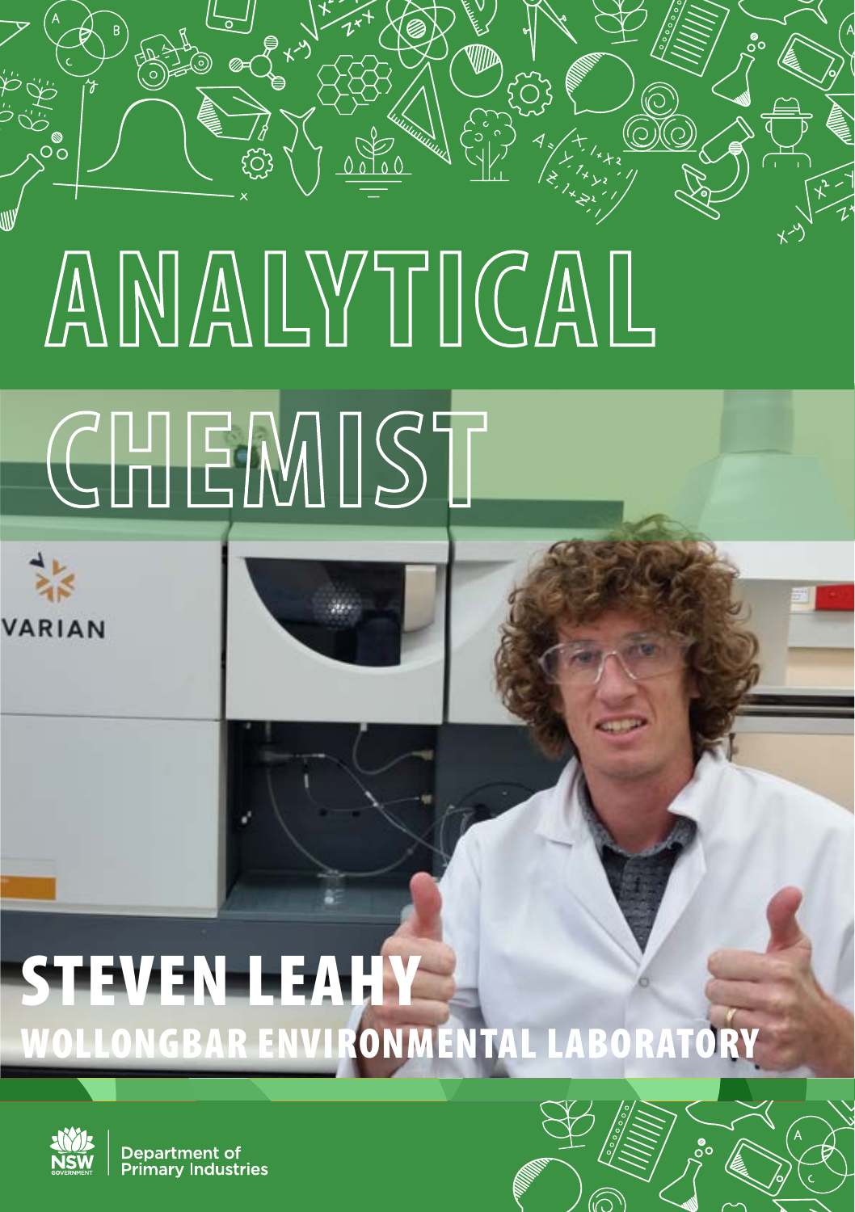# ANALYTICAL CHEMIST

## STEVEN LEAHY

### WOLLONGBAR ENVIRONMENTAL LABORATORY

Department of Primary Industries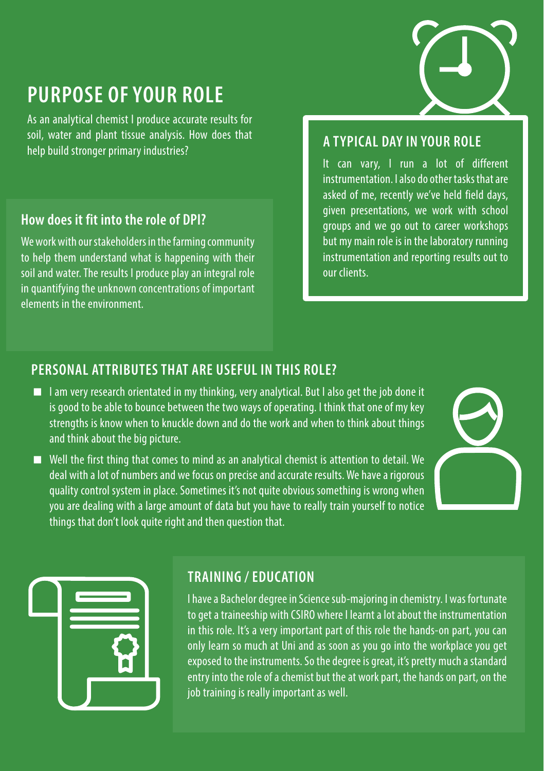## PURPOSE OF YOUR ROLE

As an analytical chemist I produce accurate results for soil, water and plant tissue analysis. How does that help build stronger primary industries?

### How does it fit into the role of DPI?

We work with our stakeholders in the farming community to help them understand what is happening with their soil and water. The results I produce play an integral role in quantifying the unknown concentrations of important elements in the environment.

### A TYPICAL DAY IN YOUR ROLE

It can vary, I run a lot of different instrumentation. I also do other tasks that are asked of me, recently we've held field days, given presentations, we work with school groups and we go out to career workshops but my main role is in the laboratory running instrumentation and reporting results out to our clients.

### PERSONAL ATTRIBUTES THAT ARE USEFUL IN THIS ROLE?

- I am very research orientated in my thinking, very analytical. But I also get the job done it is good to be able to bounce between the two ways of operating. I think that one of my key strengths is know when to knuckle down and do the work and when to think about things and think about the big picture.
- Well the first thing that comes to mind as an analytical chemist is attention to detail. We deal with a lot of numbers and we focus on precise and accurate results. We have a rigorous quality control system in place. Sometimes it's not quite obvious something is wrong when you are dealing with a large amount of data but you have to really train yourself to notice things that don't look quite right and then question that.

### TRAINING / EDUCATION

I have a Bachelor degree in Science sub-majoring in chemistry. I was fortunate to get a traineeship with CSIRO where I learnt a lot about the instrumentation in this role. It's a very important part of this role the hands-on part, you can only learn so much at Uni and as soon as you go into the workplace you get exposed to the instruments. So the degree is great, it's pretty much a standard entry into the role of a chemist but the at work part, the hands on part, on the job training is really important as well.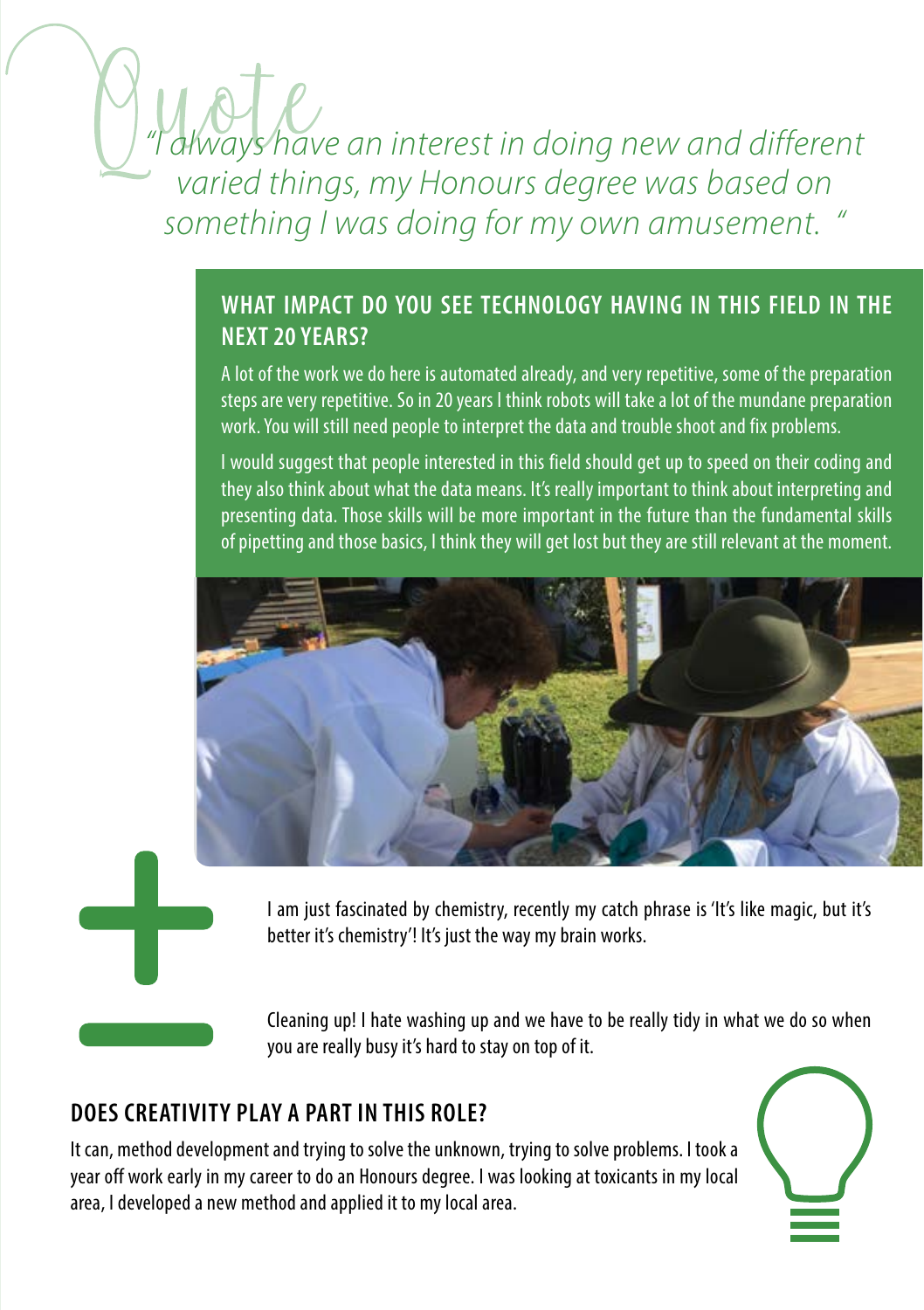*Quote*

*"I always have an interest in doing new and different varied things, my Honours degree was based on something I was doing for my own amusement. "*

## WHAT IMPACT DO YOU SEE TECHNOLOGY HAVING IN THIS FIELD IN THE NEXT 20 YEARS?

A lot of the work we do here is automated already, and very repetitive, some of the preparation steps are very repetitive. So in 20 years I think robots will take a lot of the mundane preparation work. You will still need people to interpret the data and trouble shoot and fix problems.

I would suggest that people interested in this field should get up to speed on their coding and they also think about what the data means. It's really important to think about interpreting and presenting data. Those skills will be more important in the future than the fundamental skills of pipetting and those basics, I think they will get lost but they are still relevant at the moment.

+ I am just fascinated by chemistry, recently my catch phrase is 'It's like magic, but it's better it's chemistry'! It's just the way my brain works.

− Cleaning up! I hate washing up and we have to be really tidy in what we do so when you are really busy it's hard to stay on top of it.

## DOES CREATIVITY PLAY A PART IN THIS ROLE?

It can, method development and trying to solve the unknown, trying to solve problems. I took a year off work early in my career to do an Honours degree. I was looking at toxicants in my local area, I developed a new method and applied it to my local area.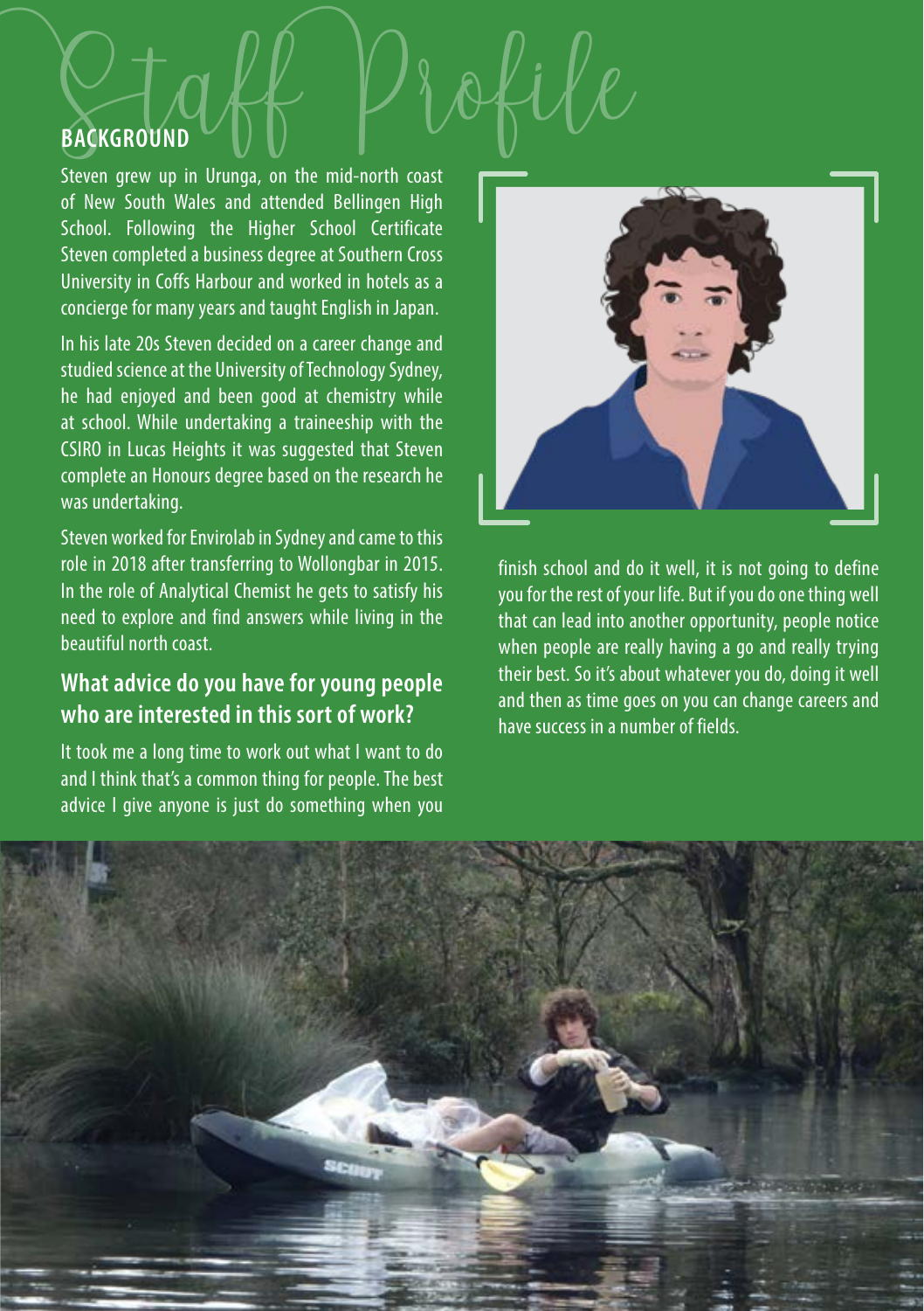# Staff Profile

## BACKGROUND

Steven grew up in Urunga, on the mid-north coast of New South Wales and attended Bellingen High School. Following the Higher School Certificate Steven completed a business degree at Southern Cross University in Coffs Harbour and worked in hotels as a concierge for many years and taught English in Japan.

In his late 20s Steven decided on a career change and studied science at the University of Technology Sydney, he had enjoyed and been good at chemistry while at school. While undertaking a traineeship with the CSIRO in Lucas Heights it was suggested that Steven complete an Honours degree based on the research he was undertaking.

Steven worked for Envirolab in Sydney and came to this role in 2018 after transferring to Wollongbar in 2015. In the role of Analytical Chemist he gets to satisfy his need to explore and find answers while living in the beautiful north coast.

## What advice do you have for young people who are interested in this sort of work?

It took me a long time to work out what I want to do and I think that's a common thing for people. The best advice I give anyone is just do something when you finish school and do it well, it is not going to define you for the rest of your life. But if you do one thing well that can lead into another opportunity, people notice when people are really having a go and really trying their best. So it's about whatever you do, doing it well and then as time goes on you can change careers and have success in a number of fields.